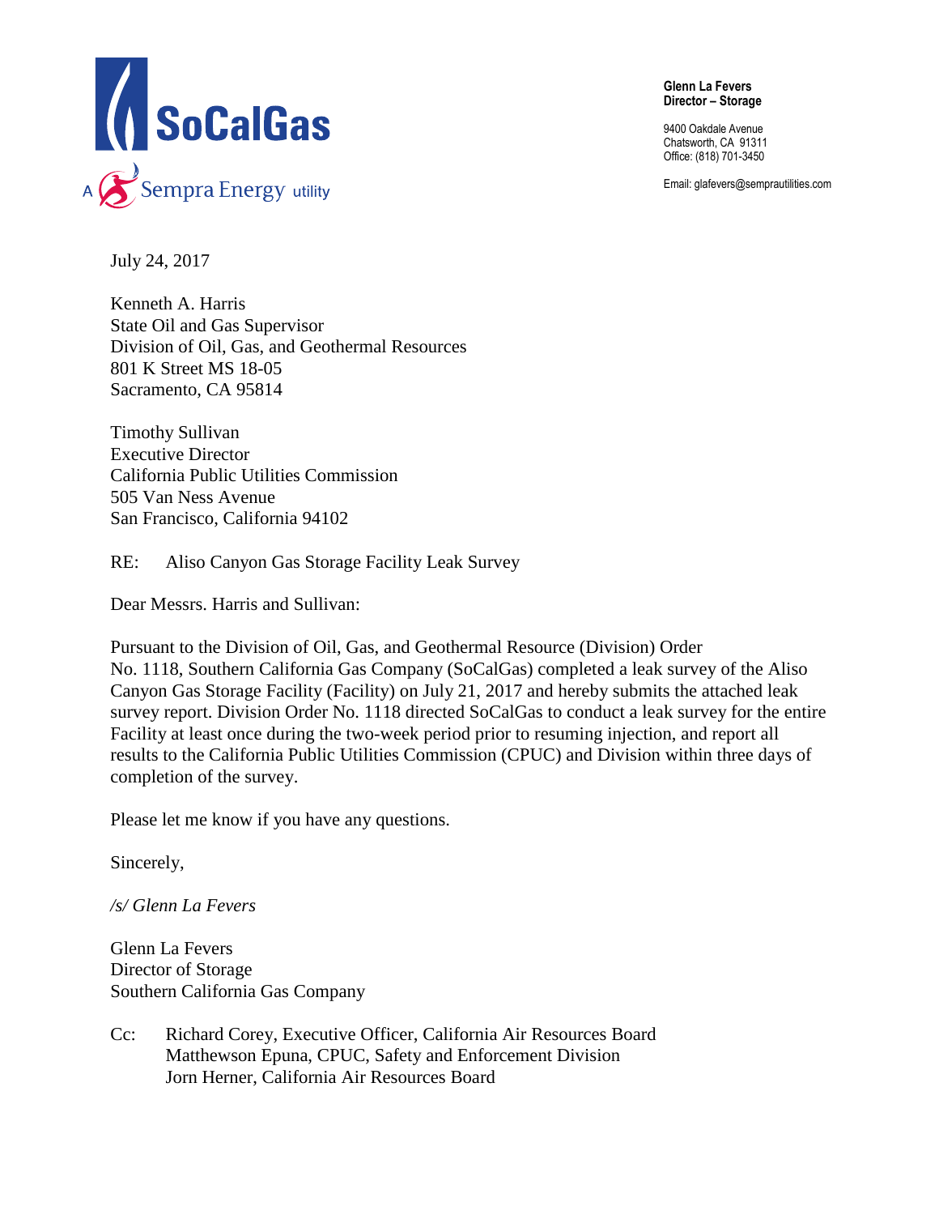SoCalGas
A Sempra Energy utility

**Glenn La Fevers**
**Director – Storage**

9400 Oakdale Avenue
Chatsworth, CA 91311
Office: (818) 701-3450

Email: glafevers@semprautilities.com

July 24, 2017

Kenneth A. Harris
State Oil and Gas Supervisor
Division of Oil, Gas, and Geothermal Resources
801 K Street MS 18-05
Sacramento, CA 95814

Timothy Sullivan
Executive Director
California Public Utilities Commission
505 Van Ness Avenue
San Francisco, California 94102

RE: Aliso Canyon Gas Storage Facility Leak Survey

Dear Messrs. Harris and Sullivan:

Pursuant to the Division of Oil, Gas, and Geothermal Resource (Division) Order No. 1118, Southern California Gas Company (SoCalGas) completed a leak survey of the Aliso Canyon Gas Storage Facility (Facility) on July 21, 2017 and hereby submits the attached leak survey report. Division Order No. 1118 directed SoCalGas to conduct a leak survey for the entire Facility at least once during the two-week period prior to resuming injection, and report all results to the California Public Utilities Commission (CPUC) and Division within three days of completion of the survey.

Please let me know if you have any questions.

Sincerely,

*/s/ Glenn La Fevers*

Glenn La Fevers
Director of Storage
Southern California Gas Company

Cc: Richard Corey, Executive Officer, California Air Resources Board
Matthewson Epuna, CPUC, Safety and Enforcement Division
Jorn Herner, California Air Resources Board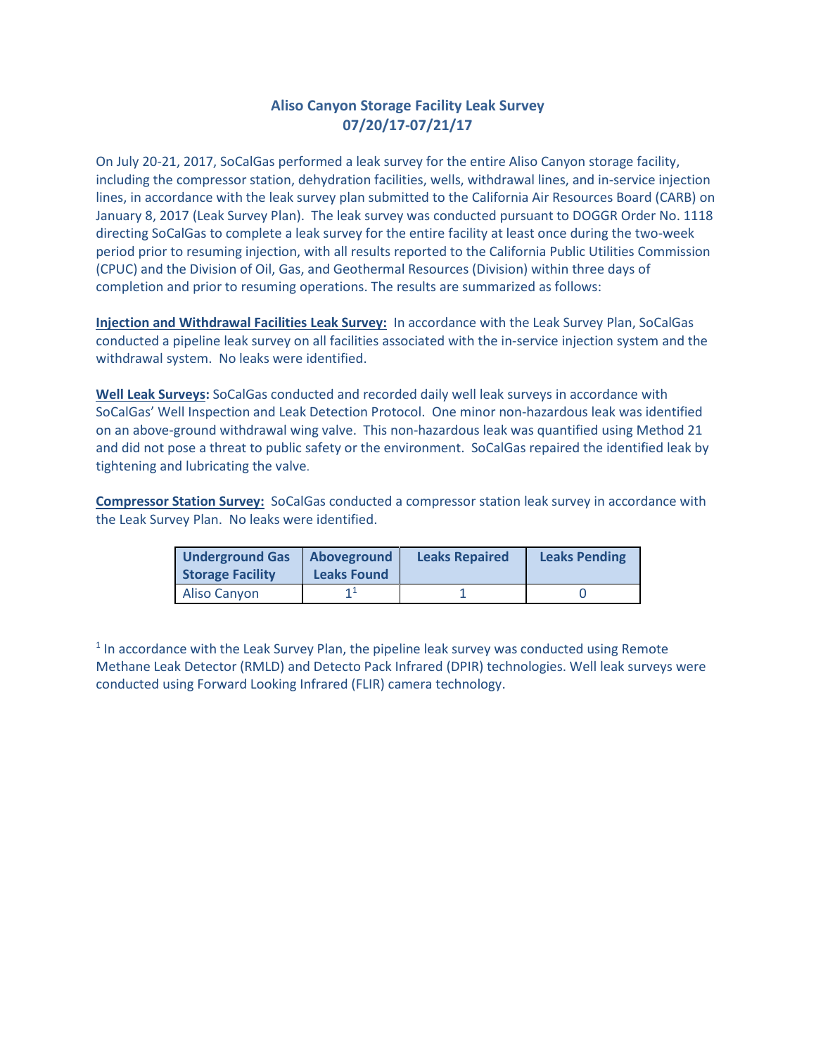## Aliso Canyon Storage Facility Leak Survey
## 07/20/17-07/21/17

On July 20-21, 2017, SoCalGas performed a leak survey for the entire Aliso Canyon storage facility, including the compressor station, dehydration facilities, wells, withdrawal lines, and in-service injection lines, in accordance with the leak survey plan submitted to the California Air Resources Board (CARB) on January 8, 2017 (Leak Survey Plan). The leak survey was conducted pursuant to DOGGR Order No. 1118 directing SoCalGas to complete a leak survey for the entire facility at least once during the two-week period prior to resuming injection, with all results reported to the California Public Utilities Commission (CPUC) and the Division of Oil, Gas, and Geothermal Resources (Division) within three days of completion and prior to resuming operations. The results are summarized as follows:

**Injection and Withdrawal Facilities Leak Survey:** In accordance with the Leak Survey Plan, SoCalGas conducted a pipeline leak survey on all facilities associated with the in-service injection system and the withdrawal system. No leaks were identified.

**Well Leak Surveys:** SoCalGas conducted and recorded daily well leak surveys in accordance with SoCalGas' Well Inspection and Leak Detection Protocol. One minor non-hazardous leak was identified on an above-ground withdrawal wing valve. This non-hazardous leak was quantified using Method 21 and did not pose a threat to public safety or the environment. SoCalGas repaired the identified leak by tightening and lubricating the valve.

**Compressor Station Survey:** SoCalGas conducted a compressor station leak survey in accordance with the Leak Survey Plan. No leaks were identified.

| Underground Gas Storage Facility | Aboveground Leaks Found | Leaks Repaired | Leaks Pending |
|---|---|---|---|
| Aliso Canyon | 1[1] | 1 | 0 |

[1] In accordance with the Leak Survey Plan, the pipeline leak survey was conducted using Remote Methane Leak Detector (RMLD) and Detecto Pack Infrared (DPIR) technologies. Well leak surveys were conducted using Forward Looking Infrared (FLIR) camera technology.